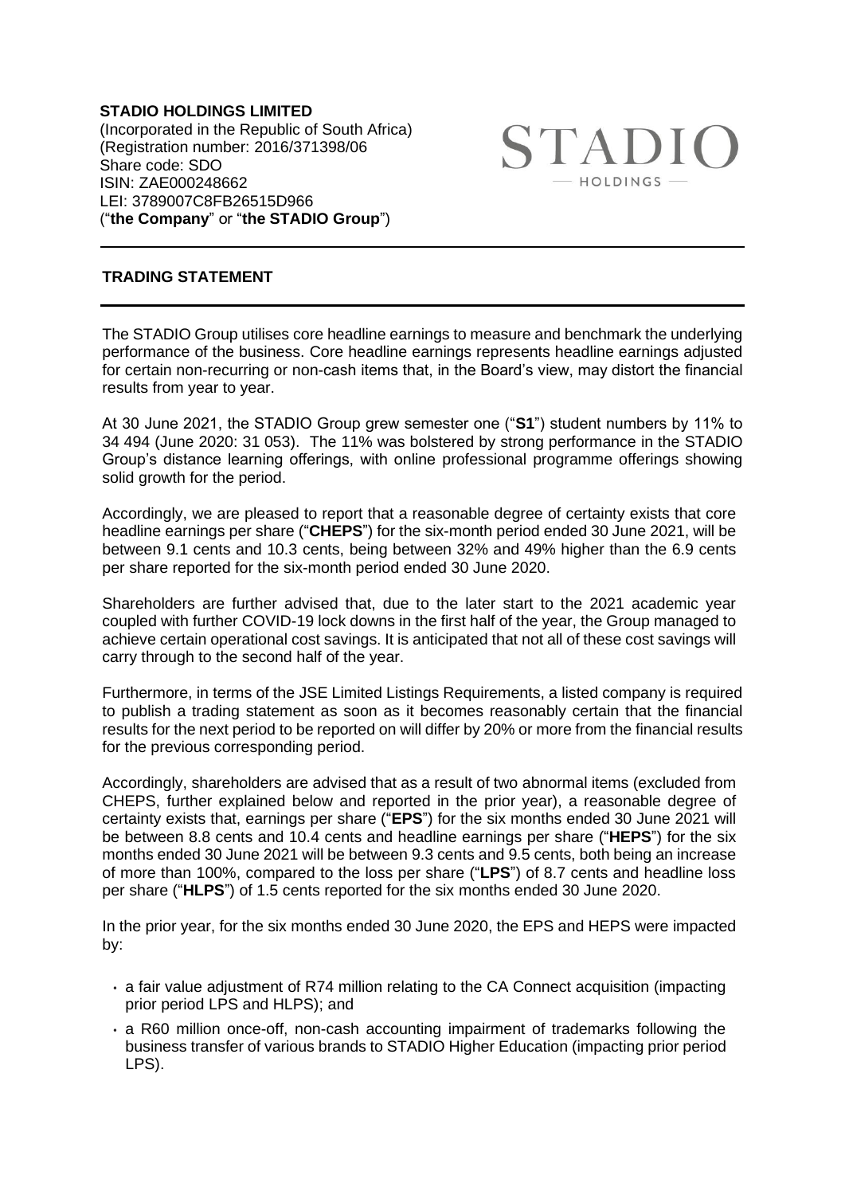**STADIO HOLDINGS LIMITED**
(Incorporated in the Republic of South Africa)
(Registration number: 2016/371398/06
Share code: SDO
ISIN: ZAE000248662
LEI: 3789007C8FB26515D966
("**the Company**" or "**the STADIO Group**")

## TRADING STATEMENT

The STADIO Group utilises core headline earnings to measure and benchmark the underlying performance of the business. Core headline earnings represents headline earnings adjusted for certain non-recurring or non-cash items that, in the Board's view, may distort the financial results from year to year.

At 30 June 2021, the STADIO Group grew semester one ("**S1**") student numbers by 11% to 34 494 (June 2020: 31 053). The 11% was bolstered by strong performance in the STADIO Group's distance learning offerings, with online professional programme offerings showing solid growth for the period.

Accordingly, we are pleased to report that a reasonable degree of certainty exists that core headline earnings per share ("**CHEPS**") for the six-month period ended 30 June 2021, will be between 9.1 cents and 10.3 cents, being between 32% and 49% higher than the 6.9 cents per share reported for the six-month period ended 30 June 2020.

Shareholders are further advised that, due to the later start to the 2021 academic year coupled with further COVID-19 lock downs in the first half of the year, the Group managed to achieve certain operational cost savings. It is anticipated that not all of these cost savings will carry through to the second half of the year.

Furthermore, in terms of the JSE Limited Listings Requirements, a listed company is required to publish a trading statement as soon as it becomes reasonably certain that the financial results for the next period to be reported on will differ by 20% or more from the financial results for the previous corresponding period.

Accordingly, shareholders are advised that as a result of two abnormal items (excluded from CHEPS, further explained below and reported in the prior year), a reasonable degree of certainty exists that, earnings per share ("**EPS**") for the six months ended 30 June 2021 will be between 8.8 cents and 10.4 cents and headline earnings per share ("**HEPS**") for the six months ended 30 June 2021 will be between 9.3 cents and 9.5 cents, both being an increase of more than 100%, compared to the loss per share ("**LPS**") of 8.7 cents and headline loss per share ("**HLPS**") of 1.5 cents reported for the six months ended 30 June 2020.

In the prior year, for the six months ended 30 June 2020, the EPS and HEPS were impacted by:

- a fair value adjustment of R74 million relating to the CA Connect acquisition (impacting prior period LPS and HLPS); and
- a R60 million once-off, non-cash accounting impairment of trademarks following the business transfer of various brands to STADIO Higher Education (impacting prior period LPS).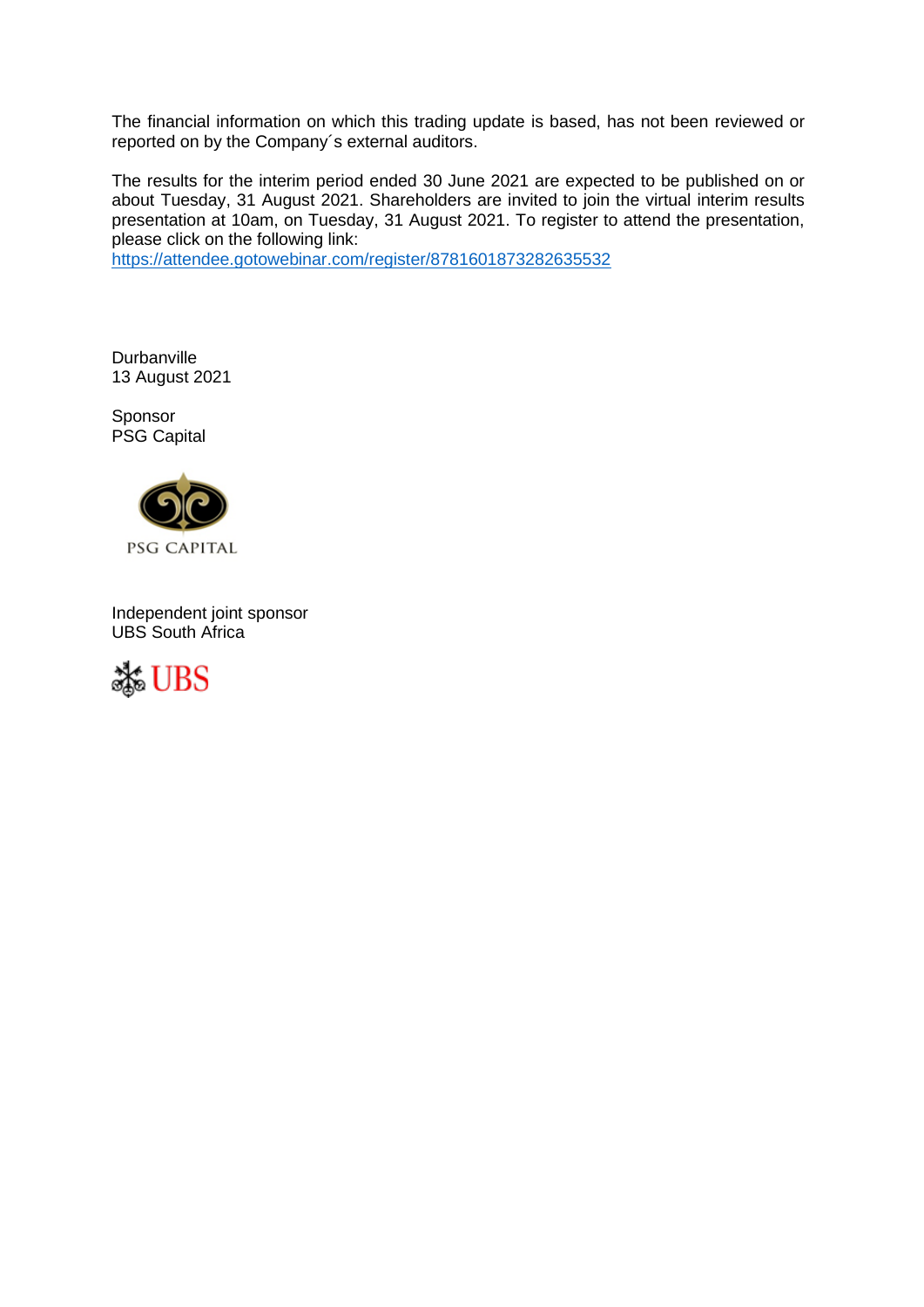The financial information on which this trading update is based, has not been reviewed or reported on by the Company´s external auditors.

The results for the interim period ended 30 June 2021 are expected to be published on or about Tuesday, 31 August 2021. Shareholders are invited to join the virtual interim results presentation at 10am, on Tuesday, 31 August 2021. To register to attend the presentation, please click on the following link:
https://attendee.gotowebinar.com/register/8781601873282635532

Durbanville
13 August 2021

Sponsor
PSG Capital

PSG CAPITAL

Independent joint sponsor
UBS South Africa

UBS